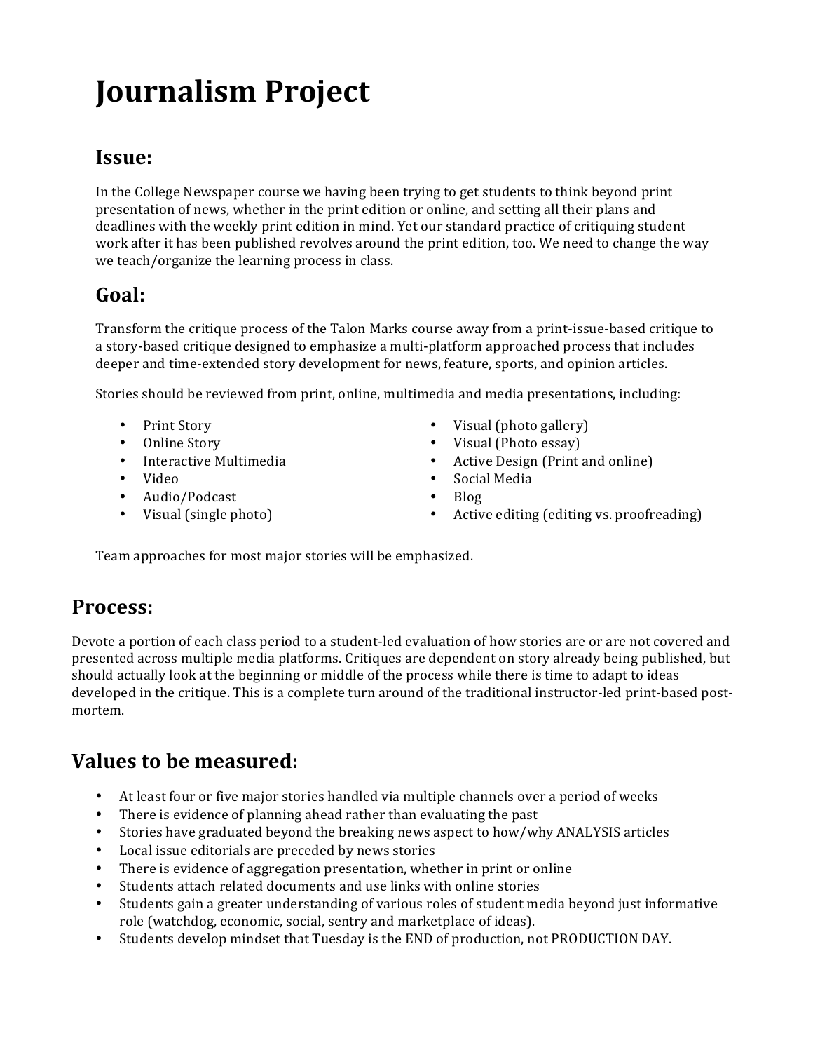# Journalism Project

## Issue:

In the College Newspaper course we having been trying to get students to think beyond print presentation of news, whether in the print edition or online, and setting all their plans and deadlines with the weekly print edition in mind. Yet our standard practice of critiquing student work after it has been published revolves around the print edition, too. We need to change the way we teach/organize the learning process in class.

## Goal:

Transform the critique process of the Talon Marks course away from a print-issue-based critique to a story-based critique designed to emphasize a multi-platform approached process that includes deeper and time-extended story development for news, feature, sports, and opinion articles.

Stories should be reviewed from print, online, multimedia and media presentations, including:

- Print Story
- Online Story
- Interactive Multimedia
- Video
- Audio/Podcast
- Visual (single photo)
- Visual (photo gallery)
- Visual (Photo essay)
- Active Design (Print and online)
- Social Media
- Blog
- Active editing (editing vs. proofreading)

Team approaches for most major stories will be emphasized.

## Process:

Devote a portion of each class period to a student-led evaluation of how stories are or are not covered and presented across multiple media platforms. Critiques are dependent on story already being published, but should actually look at the beginning or middle of the process while there is time to adapt to ideas developed in the critique. This is a complete turn around of the traditional instructor-led print-based post-mortem.

## Values to be measured:

- At least four or five major stories handled via multiple channels over a period of weeks
- There is evidence of planning ahead rather than evaluating the past
- Stories have graduated beyond the breaking news aspect to how/why ANALYSIS articles
- Local issue editorials are preceded by news stories
- There is evidence of aggregation presentation, whether in print or online
- Students attach related documents and use links with online stories
- Students gain a greater understanding of various roles of student media beyond just informative role (watchdog, economic, social, sentry and marketplace of ideas).
- Students develop mindset that Tuesday is the END of production, not PRODUCTION DAY.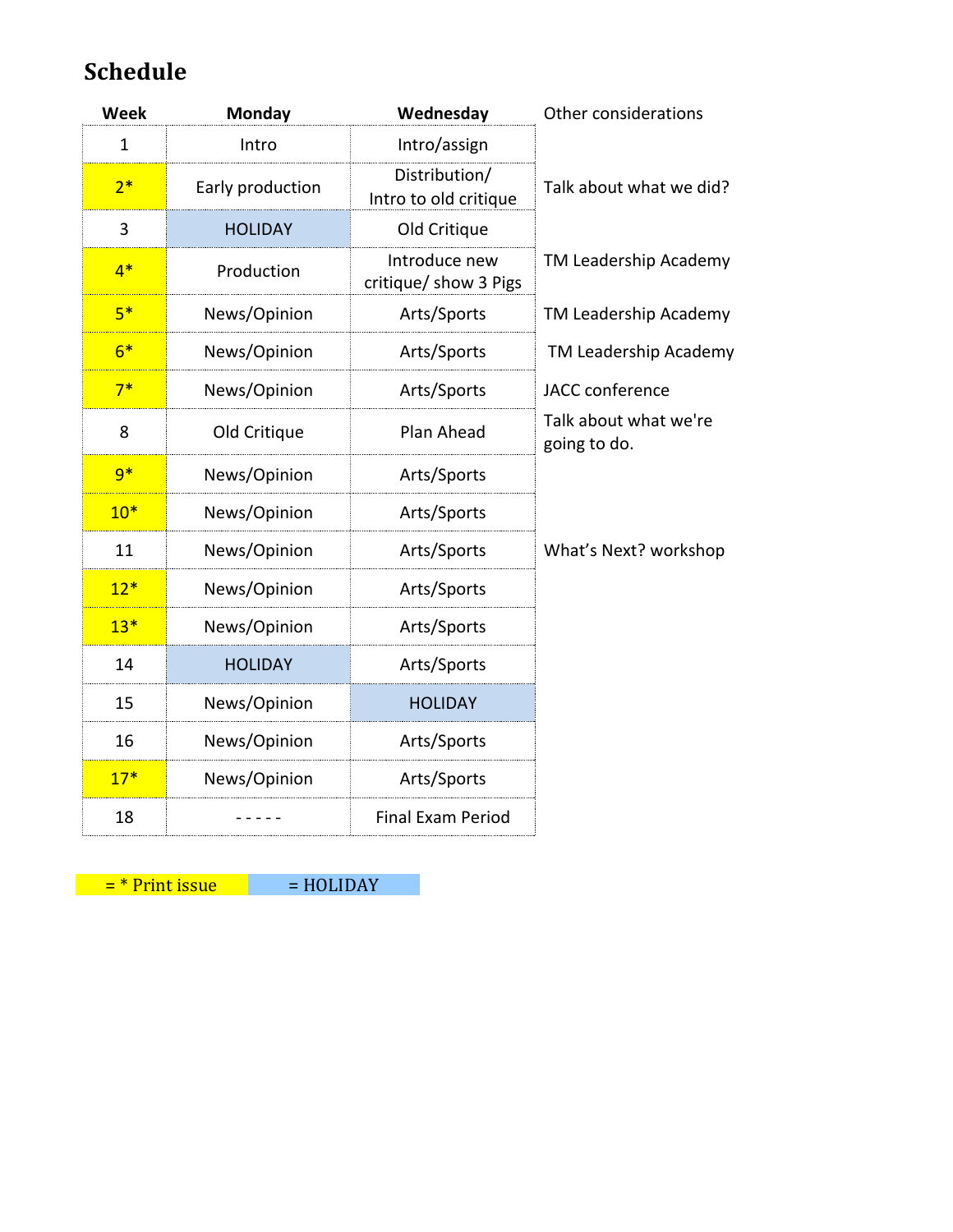# Schedule

| Week | Monday | Wednesday | Other considerations |
|---|---|---|---|
| 1 | Intro | Intro/assign | |
| 2* | Early production | Distribution/ Intro to old critique | Talk about what we did? |
| 3 | HOLIDAY | Old Critique | |
| 4* | Production | Introduce new critique/ show 3 Pigs | TM Leadership Academy |
| 5* | News/Opinion | Arts/Sports | TM Leadership Academy |
| 6* | News/Opinion | Arts/Sports | TM Leadership Academy |
| 7* | News/Opinion | Arts/Sports | JACC conference |
| 8 | Old Critique | Plan Ahead | Talk about what we're going to do. |
| 9* | News/Opinion | Arts/Sports | |
| 10* | News/Opinion | Arts/Sports | |
| 11 | News/Opinion | Arts/Sports | What's Next? workshop |
| 12* | News/Opinion | Arts/Sports | |
| 13* | News/Opinion | Arts/Sports | |
| 14 | HOLIDAY | Arts/Sports | |
| 15 | News/Opinion | HOLIDAY | |
| 16 | News/Opinion | Arts/Sports | |
| 17* | News/Opinion | Arts/Sports | |
| 18 | - - - - - | Final Exam Period | |

= * Print issue = HOLIDAY